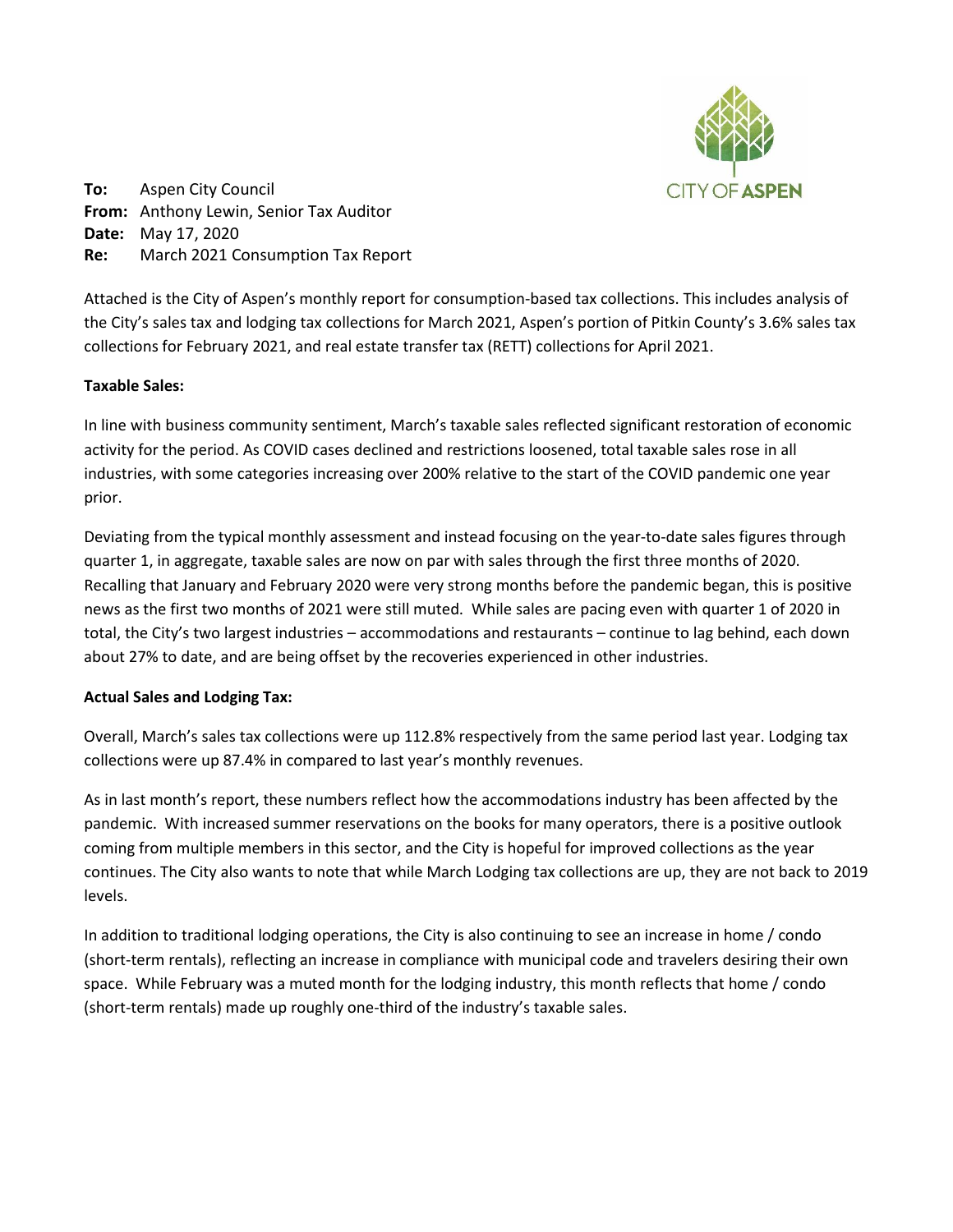CITY OF ASPEN

**To:** Aspen City Council
**From:** Anthony Lewin, Senior Tax Auditor
**Date:** May 17, 2020
**Re:** March 2021 Consumption Tax Report

Attached is the City of Aspen's monthly report for consumption-based tax collections. This includes analysis of the City's sales tax and lodging tax collections for March 2021, Aspen's portion of Pitkin County's 3.6% sales tax collections for February 2021, and real estate transfer tax (RETT) collections for April 2021.

**Taxable Sales:**

In line with business community sentiment, March's taxable sales reflected significant restoration of economic activity for the period. As COVID cases declined and restrictions loosened, total taxable sales rose in all industries, with some categories increasing over 200% relative to the start of the COVID pandemic one year prior.

Deviating from the typical monthly assessment and instead focusing on the year-to-date sales figures through quarter 1, in aggregate, taxable sales are now on par with sales through the first three months of 2020. Recalling that January and February 2020 were very strong months before the pandemic began, this is positive news as the first two months of 2021 were still muted. While sales are pacing even with quarter 1 of 2020 in total, the City's two largest industries – accommodations and restaurants – continue to lag behind, each down about 27% to date, and are being offset by the recoveries experienced in other industries.

**Actual Sales and Lodging Tax:**

Overall, March's sales tax collections were up 112.8% respectively from the same period last year. Lodging tax collections were up 87.4% in compared to last year's monthly revenues.

As in last month's report, these numbers reflect how the accommodations industry has been affected by the pandemic. With increased summer reservations on the books for many operators, there is a positive outlook coming from multiple members in this sector, and the City is hopeful for improved collections as the year continues. The City also wants to note that while March Lodging tax collections are up, they are not back to 2019 levels.

In addition to traditional lodging operations, the City is also continuing to see an increase in home / condo (short-term rentals), reflecting an increase in compliance with municipal code and travelers desiring their own space. While February was a muted month for the lodging industry, this month reflects that home / condo (short-term rentals) made up roughly one-third of the industry's taxable sales.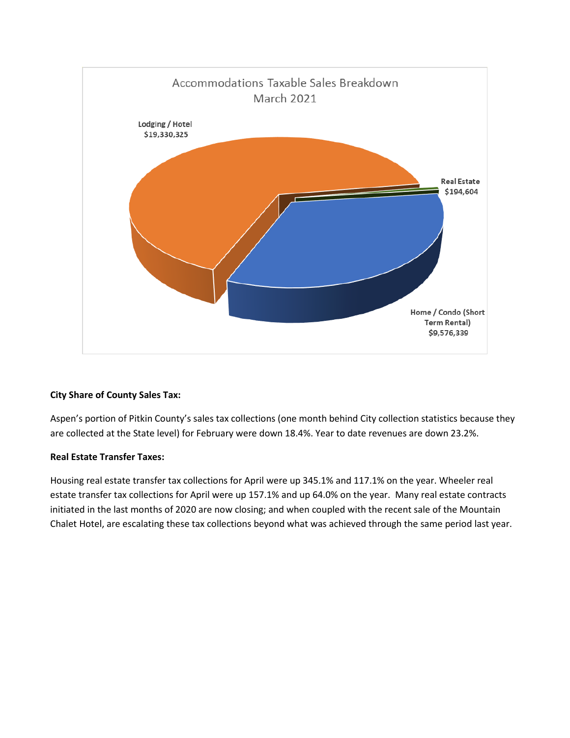Accommodations Taxable Sales Breakdown
March 2021

Lodging / Hotel
$19,330,325

Real Estate
$194,604

Home / Condo (Short Term Rental)
$9,576,339

**City Share of County Sales Tax:**

Aspen's portion of Pitkin County's sales tax collections (one month behind City collection statistics because they are collected at the State level) for February were down 18.4%. Year to date revenues are down 23.2%.

**Real Estate Transfer Taxes:**

Housing real estate transfer tax collections for April were up 345.1% and 117.1% on the year. Wheeler real estate transfer tax collections for April were up 157.1% and up 64.0% on the year. Many real estate contracts initiated in the last months of 2020 are now closing; and when coupled with the recent sale of the Mountain Chalet Hotel, are escalating these tax collections beyond what was achieved through the same period last year.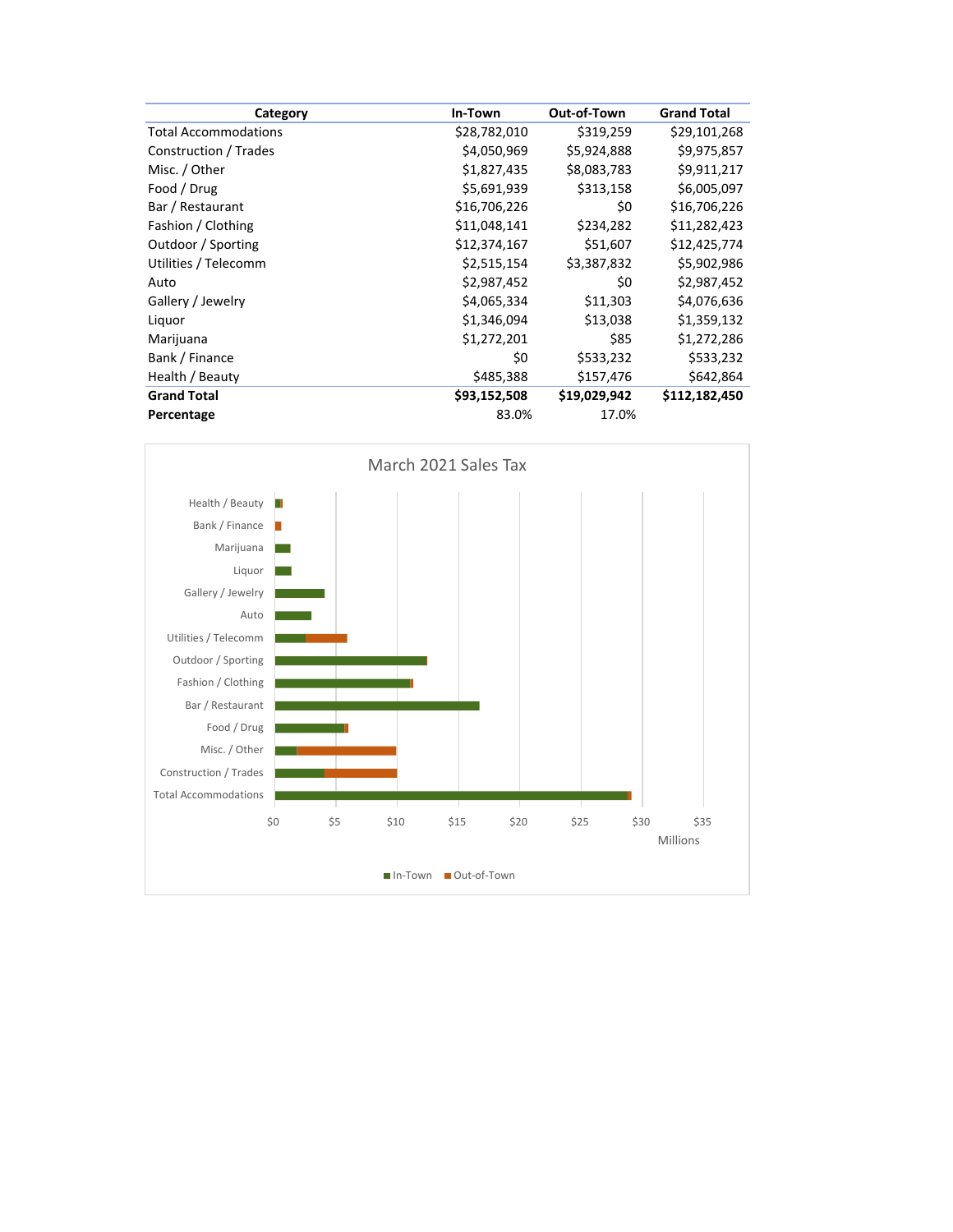| Category | In-Town | Out-of-Town | Grand Total |
|---|---|---|---|
| Total Accommodations | $28,782,010 | $319,259 | $29,101,268 |
| Construction / Trades | $4,050,969 | $5,924,888 | $9,975,857 |
| Misc. / Other | $1,827,435 | $8,083,783 | $9,911,217 |
| Food / Drug | $5,691,939 | $313,158 | $6,005,097 |
| Bar / Restaurant | $16,706,226 | $0 | $16,706,226 |
| Fashion / Clothing | $11,048,141 | $234,282 | $11,282,423 |
| Outdoor / Sporting | $12,374,167 | $51,607 | $12,425,774 |
| Utilities / Telecomm | $2,515,154 | $3,387,832 | $5,902,986 |
| Auto | $2,987,452 | $0 | $2,987,452 |
| Gallery / Jewelry | $4,065,334 | $11,303 | $4,076,636 |
| Liquor | $1,346,094 | $13,038 | $1,359,132 |
| Marijuana | $1,272,201 | $85 | $1,272,286 |
| Bank / Finance | $0 | $533,232 | $533,232 |
| Health / Beauty | $485,388 | $157,476 | $642,864 |
| **Grand Total** | **$93,152,508** | **$19,029,942** | **$112,182,450** |
| **Percentage** | 83.0% | 17.0% | |

March 2021 Sales Tax

| Category | In-Town | Out-of-Town |
|---|---|---|
| Health / Beauty | $485,388 | $157,476 |
| Bank / Finance | $0 | $533,232 |
| Marijuana | $1,272,201 | $85 |
| Liquor | $1,346,094 | $13,038 |
| Gallery / Jewelry | $4,065,334 | $11,303 |
| Auto | $2,987,452 | $0 |
| Utilities / Telecomm | $2,515,154 | $3,387,832 |
| Outdoor / Sporting | $12,374,167 | $51,607 |
| Fashion / Clothing | $11,048,141 | $234,282 |
| Bar / Restaurant | $16,706,226 | $0 |
| Food / Drug | $5,691,939 | $313,158 |
| Misc. / Other | $1,827,435 | $8,083,783 |
| Construction / Trades | $4,050,969 | $5,924,888 |
| Total Accommodations | $28,782,010 | $319,259 |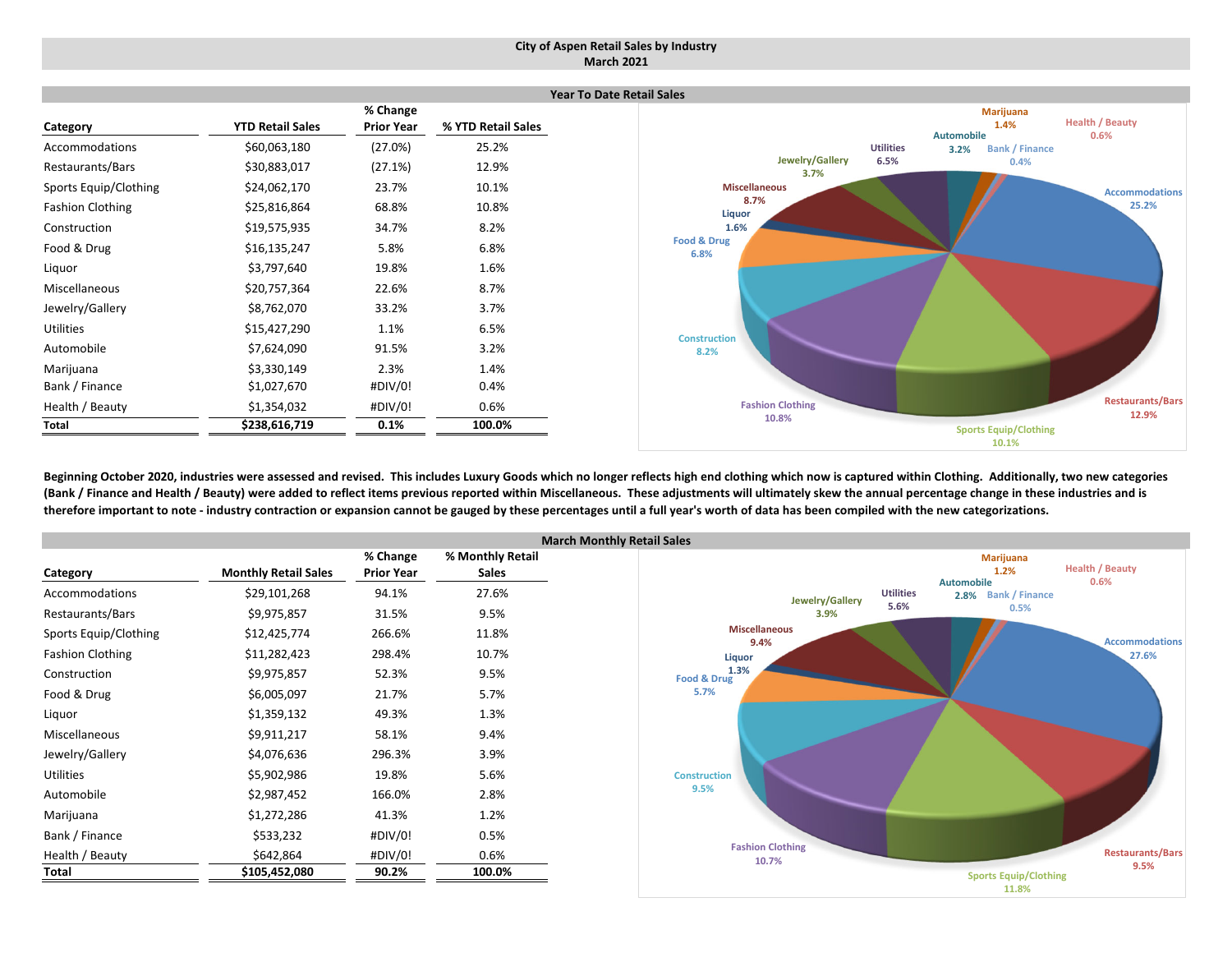# City of Aspen Retail Sales by Industry
## March 2021

### Year To Date Retail Sales

| Category | YTD Retail Sales | % Change Prior Year | % YTD Retail Sales |
|---|---|---|---|
| Accommodations | $60,063,180 | (27.0%) | 25.2% |
| Restaurants/Bars | $30,883,017 | (27.1%) | 12.9% |
| Sports Equip/Clothing | $24,062,170 | 23.7% | 10.1% |
| Fashion Clothing | $25,816,864 | 68.8% | 10.8% |
| Construction | $19,575,935 | 34.7% | 8.2% |
| Food & Drug | $16,135,247 | 5.8% | 6.8% |
| Liquor | $3,797,640 | 19.8% | 1.6% |
| Miscellaneous | $20,757,364 | 22.6% | 8.7% |
| Jewelry/Gallery | $8,762,070 | 33.2% | 3.7% |
| Utilities | $15,427,290 | 1.1% | 6.5% |
| Automobile | $7,624,090 | 91.5% | 3.2% |
| Marijuana | $3,330,149 | 2.3% | 1.4% |
| Bank / Finance | $1,027,670 | #DIV/0! | 0.4% |
| Health / Beauty | $1,354,032 | #DIV/0! | 0.6% |
| **Total** | **$238,616,719** | **0.1%** | **100.0%** |

**Beginning October 2020, industries were assessed and revised. This includes Luxury Goods which no longer reflects high end clothing which now is captured within Clothing. Additionally, two new categories (Bank / Finance and Health / Beauty) were added to reflect items previous reported within Miscellaneous. These adjustments will ultimately skew the annual percentage change in these industries and is therefore important to note - industry contraction or expansion cannot be gauged by these percentages until a full year's worth of data has been compiled with the new categorizations.**

### March Monthly Retail Sales

| Category | Monthly Retail Sales | % Change Prior Year | % Monthly Retail Sales |
|---|---|---|---|
| Accommodations | $29,101,268 | 94.1% | 27.6% |
| Restaurants/Bars | $9,975,857 | 31.5% | 9.5% |
| Sports Equip/Clothing | $12,425,774 | 266.6% | 11.8% |
| Fashion Clothing | $11,282,423 | 298.4% | 10.7% |
| Construction | $9,975,857 | 52.3% | 9.5% |
| Food & Drug | $6,005,097 | 21.7% | 5.7% |
| Liquor | $1,359,132 | 49.3% | 1.3% |
| Miscellaneous | $9,911,217 | 58.1% | 9.4% |
| Jewelry/Gallery | $4,076,636 | 296.3% | 3.9% |
| Utilities | $5,902,986 | 19.8% | 5.6% |
| Automobile | $2,987,452 | 166.0% | 2.8% |
| Marijuana | $1,272,286 | 41.3% | 1.2% |
| Bank / Finance | $533,232 | #DIV/0! | 0.5% |
| Health / Beauty | $642,864 | #DIV/0! | 0.6% |
| **Total** | **$105,452,080** | **90.2%** | **100.0%** |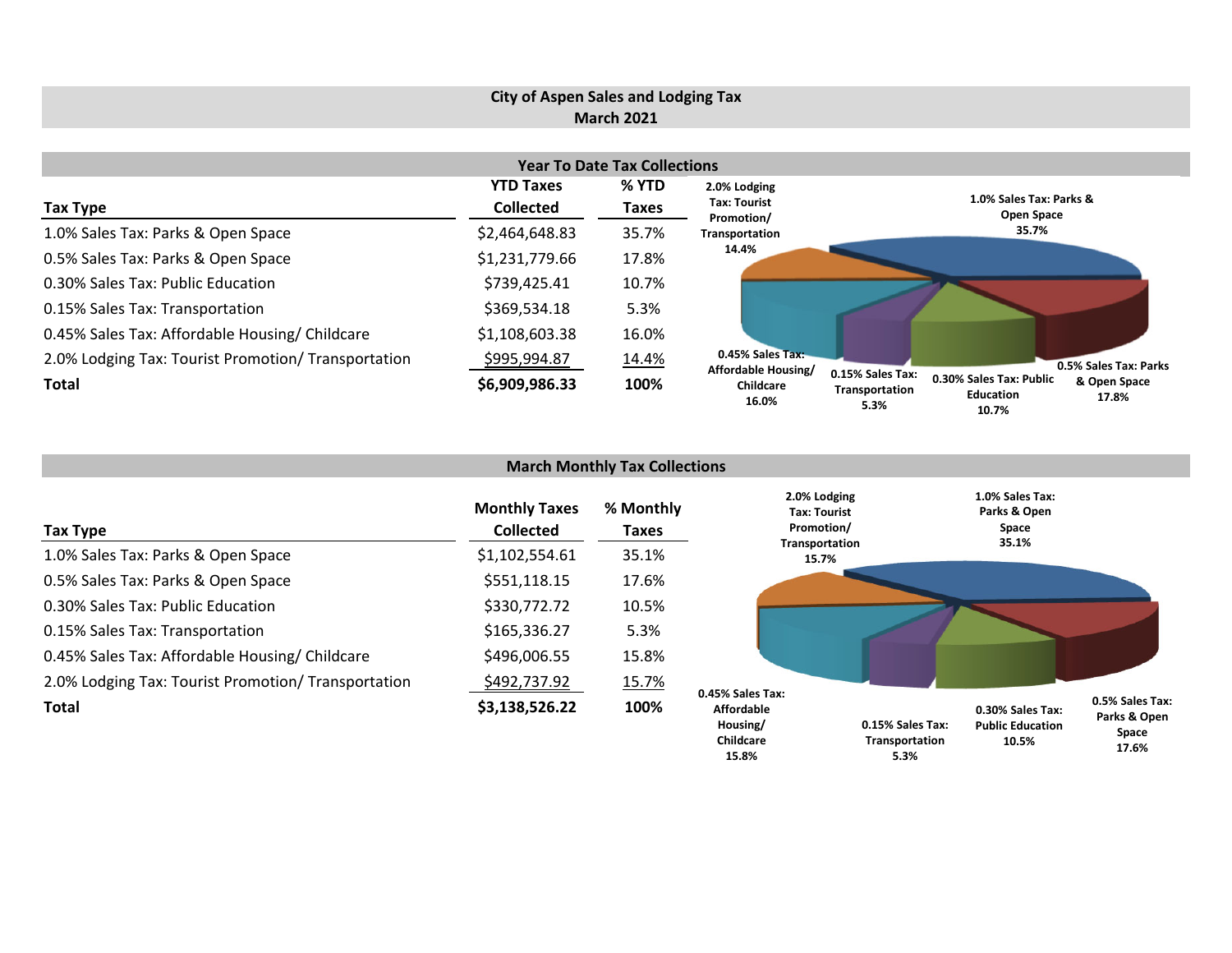# City of Aspen Sales and Lodging Tax
## March 2021

### Year To Date Tax Collections

| Tax Type | YTD Taxes Collected | % YTD Taxes |
|---|---|---|
| 1.0% Sales Tax: Parks & Open Space | $2,464,648.83 | 35.7% |
| 0.5% Sales Tax: Parks & Open Space | $1,231,779.66 | 17.8% |
| 0.30% Sales Tax: Public Education | $739,425.41 | 10.7% |
| 0.15% Sales Tax: Transportation | $369,534.18 | 5.3% |
| 0.45% Sales Tax: Affordable Housing/ Childcare | $1,108,603.38 | 16.0% |
| 2.0% Lodging Tax: Tourist Promotion/ Transportation | $995,994.87 | 14.4% |
| **Total** | **$6,909,986.33** | **100%** |

### March Monthly Tax Collections

| Tax Type | Monthly Taxes Collected | % Monthly Taxes |
|---|---|---|
| 1.0% Sales Tax: Parks & Open Space | $1,102,554.61 | 35.1% |
| 0.5% Sales Tax: Parks & Open Space | $551,118.15 | 17.6% |
| 0.30% Sales Tax: Public Education | $330,772.72 | 10.5% |
| 0.15% Sales Tax: Transportation | $165,336.27 | 5.3% |
| 0.45% Sales Tax: Affordable Housing/ Childcare | $496,006.55 | 15.8% |
| 2.0% Lodging Tax: Tourist Promotion/ Transportation | $492,737.92 | 15.7% |
| **Total** | **$3,138,526.22** | **100%** |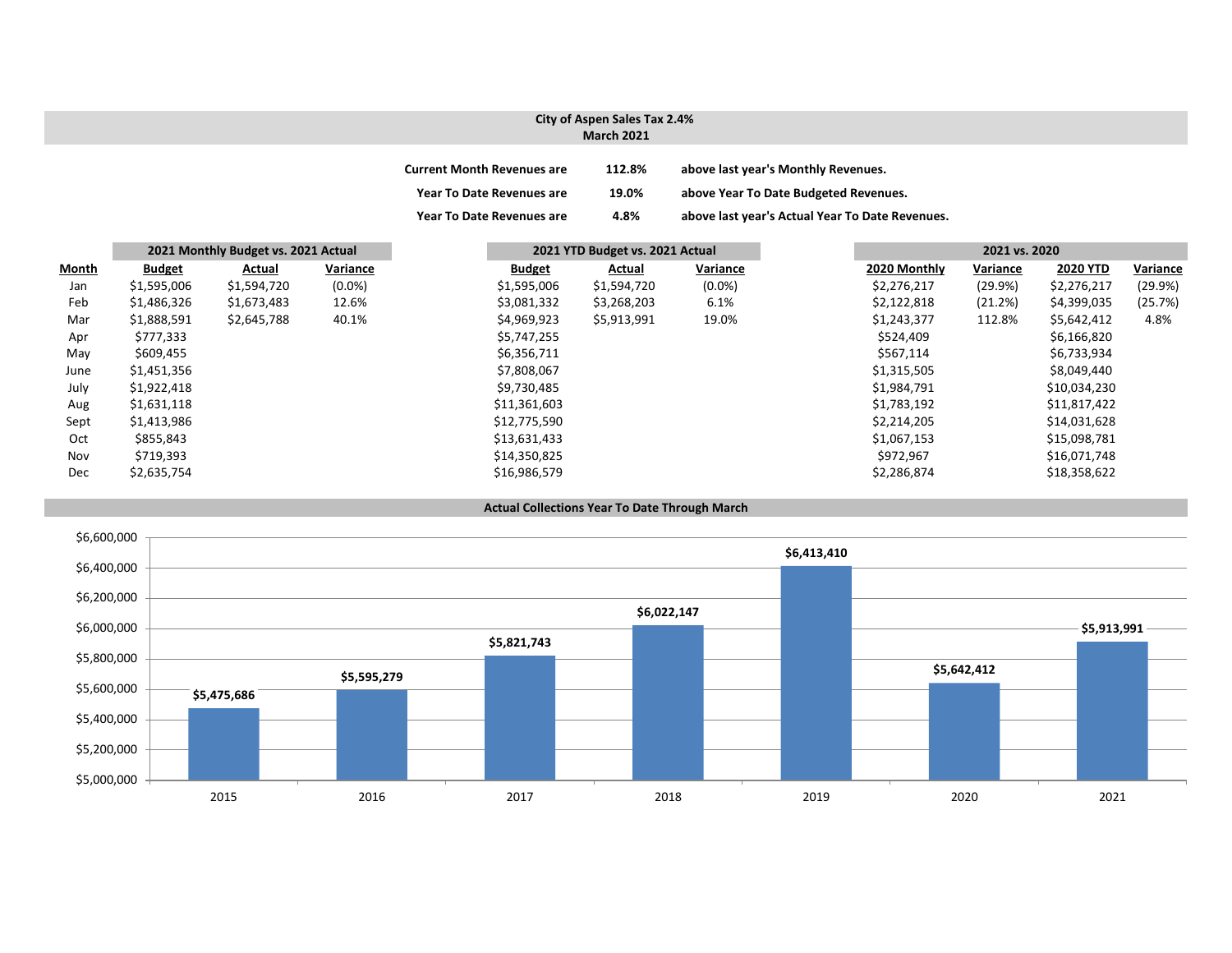## City of Aspen Sales Tax 2.4%
## March 2021

**Current Month Revenues are** **112.8%** **above last year's Monthly Revenues.**

**Year To Date Revenues are** **19.0%** **above Year To Date Budgeted Revenues.**

**Year To Date Revenues are** **4.8%** **above last year's Actual Year To Date Revenues.**

| | 2021 Monthly Budget vs. 2021 Actual | | | 2021 YTD Budget vs. 2021 Actual | | | 2021 vs. 2020 | | | |
|---|---|---|---|---|---|---|---|---|---|---|
| **Month** | **Budget** | **Actual** | **Variance** | **Budget** | **Actual** | **Variance** | **2020 Monthly** | **Variance** | **2020 YTD** | **Variance** |
| Jan | $1,595,006 | $1,594,720 | (0.0%) | $1,595,006 | $1,594,720 | (0.0%) | $2,276,217 | (29.9%) | $2,276,217 | (29.9%) |
| Feb | $1,486,326 | $1,673,483 | 12.6% | $3,081,332 | $3,268,203 | 6.1% | $2,122,818 | (21.2%) | $4,399,035 | (25.7%) |
| Mar | $1,888,591 | $2,645,788 | 40.1% | $4,969,923 | $5,913,991 | 19.0% | $1,243,377 | 112.8% | $5,642,412 | 4.8% |
| Apr | $777,333 | | | $5,747,255 | | | $524,409 | | $6,166,820 | |
| May | $609,455 | | | $6,356,711 | | | $567,114 | | $6,733,934 | |
| June | $1,451,356 | | | $7,808,067 | | | $1,315,505 | | $8,049,440 | |
| July | $1,922,418 | | | $9,730,485 | | | $1,984,791 | | $10,034,230 | |
| Aug | $1,631,118 | | | $11,361,603 | | | $1,783,192 | | $11,817,422 | |
| Sept | $1,413,986 | | | $12,775,590 | | | $2,214,205 | | $14,031,628 | |
| Oct | $855,843 | | | $13,631,433 | | | $1,067,153 | | $15,098,781 | |
| Nov | $719,393 | | | $14,350,825 | | | $972,967 | | $16,071,748 | |
| Dec | $2,635,754 | | | $16,986,579 | | | $2,286,874 | | $18,358,622 | |

### Actual Collections Year To Date Through March

| Year | Collections |
|---|---|
| 2015 | $5,475,686 |
| 2016 | $5,595,279 |
| 2017 | $5,821,743 |
| 2018 | $6,022,147 |
| 2019 | $6,413,410 |
| 2020 | $5,642,412 |
| 2021 | $5,913,991 |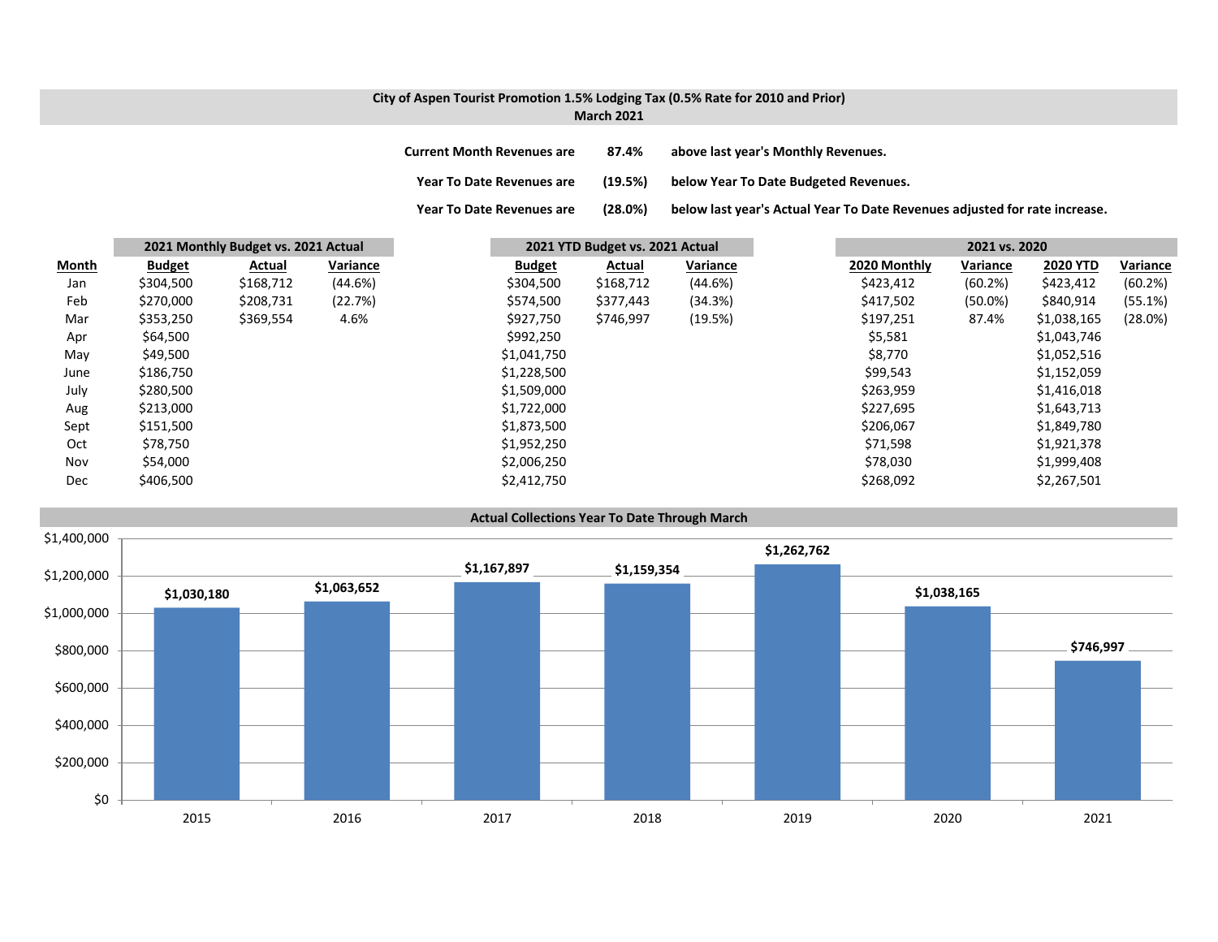## City of Aspen Tourist Promotion 1.5% Lodging Tax (0.5% Rate for 2010 and Prior)
## March 2021

**Current Month Revenues are** **87.4%** **above last year's Monthly Revenues.**

**Year To Date Revenues are** **(19.5%)** **below Year To Date Budgeted Revenues.**

**Year To Date Revenues are** **(28.0%)** **below last year's Actual Year To Date Revenues adjusted for rate increase.**

| | 2021 Monthly Budget vs. 2021 Actual | | | 2021 YTD Budget vs. 2021 Actual | | | 2021 vs. 2020 | | | |
|---|---|---|---|---|---|---|---|---|---|---|
| **Month** | **Budget** | **Actual** | **Variance** | **Budget** | **Actual** | **Variance** | **2020 Monthly** | **Variance** | **2020 YTD** | **Variance** |
| Jan | $304,500 | $168,712 | (44.6%) | $304,500 | $168,712 | (44.6%) | $423,412 | (60.2%) | $423,412 | (60.2%) |
| Feb | $270,000 | $208,731 | (22.7%) | $574,500 | $377,443 | (34.3%) | $417,502 | (50.0%) | $840,914 | (55.1%) |
| Mar | $353,250 | $369,554 | 4.6% | $927,750 | $746,997 | (19.5%) | $197,251 | 87.4% | $1,038,165 | (28.0%) |
| Apr | $64,500 | | | $992,250 | | | $5,581 | | $1,043,746 | |
| May | $49,500 | | | $1,041,750 | | | $8,770 | | $1,052,516 | |
| June | $186,750 | | | $1,228,500 | | | $99,543 | | $1,152,059 | |
| July | $280,500 | | | $1,509,000 | | | $263,959 | | $1,416,018 | |
| Aug | $213,000 | | | $1,722,000 | | | $227,695 | | $1,643,713 | |
| Sept | $151,500 | | | $1,873,500 | | | $206,067 | | $1,849,780 | |
| Oct | $78,750 | | | $1,952,250 | | | $71,598 | | $1,921,378 | |
| Nov | $54,000 | | | $2,006,250 | | | $78,030 | | $1,999,408 | |
| Dec | $406,500 | | | $2,412,750 | | | $268,092 | | $2,267,501 | |

### Actual Collections Year To Date Through March

| Year | Amount |
|---|---|
| 2015 | $1,030,180 |
| 2016 | $1,063,652 |
| 2017 | $1,167,897 |
| 2018 | $1,159,354 |
| 2019 | $1,262,762 |
| 2020 | $1,038,165 |
| 2021 | $746,997 |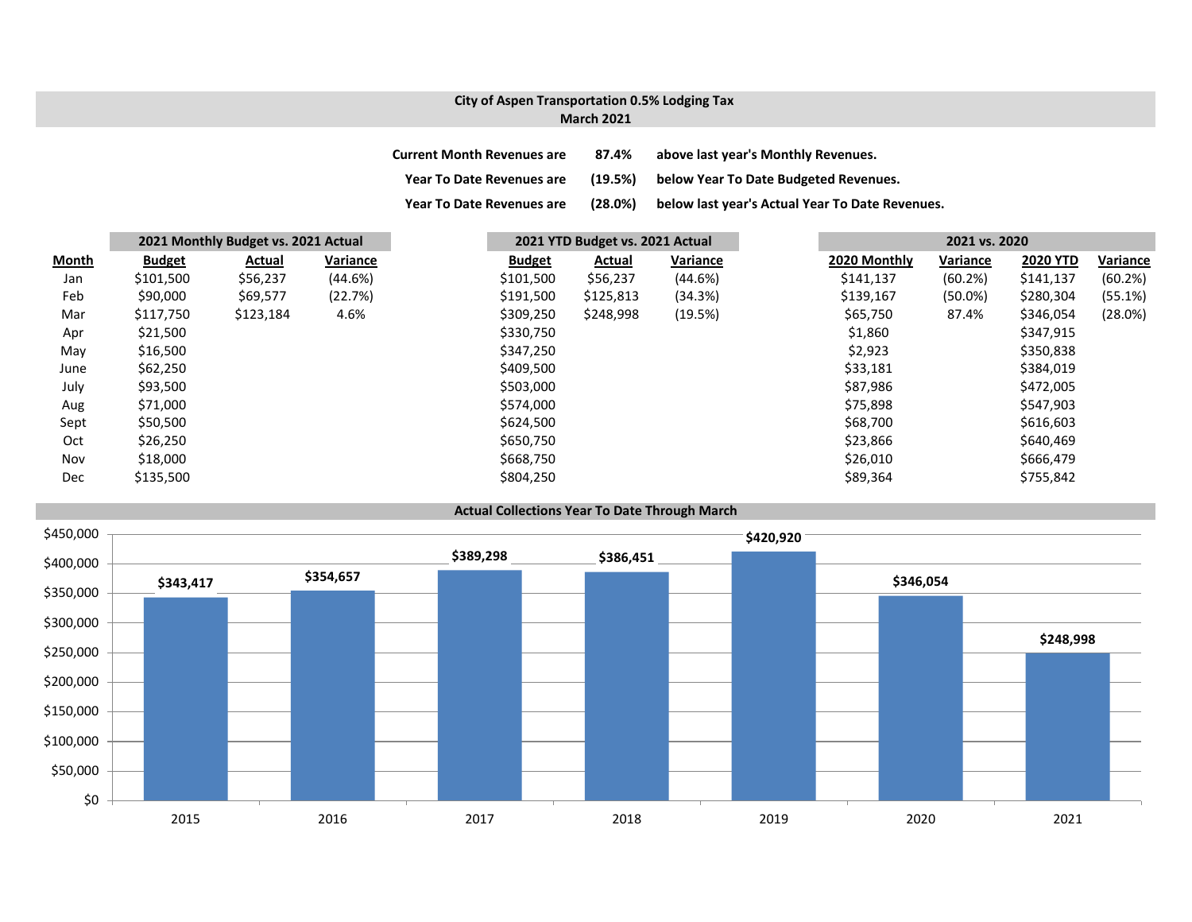**City of Aspen Transportation 0.5% Lodging Tax**
**March 2021**

| | | |
|---|---|---|
| **Current Month Revenues are** | **87.4%** | **above last year's Monthly Revenues.** |
| **Year To Date Revenues are** | **(19.5%)** | **below Year To Date Budgeted Revenues.** |
| **Year To Date Revenues are** | **(28.0%)** | **below last year's Actual Year To Date Revenues.** |

| | 2021 Monthly Budget vs. 2021 Actual | | | 2021 YTD Budget vs. 2021 Actual | | | 2021 vs. 2020 | | | |
|---|---|---|---|---|---|---|---|---|---|---|
| **Month** | **Budget** | **Actual** | **Variance** | **Budget** | **Actual** | **Variance** | **2020 Monthly** | **Variance** | **2020 YTD** | **Variance** |
| Jan | $101,500 | $56,237 | (44.6%) | $101,500 | $56,237 | (44.6%) | $141,137 | (60.2%) | $141,137 | (60.2%) |
| Feb | $90,000 | $69,577 | (22.7%) | $191,500 | $125,813 | (34.3%) | $139,167 | (50.0%) | $280,304 | (55.1%) |
| Mar | $117,750 | $123,184 | 4.6% | $309,250 | $248,998 | (19.5%) | $65,750 | 87.4% | $346,054 | (28.0%) |
| Apr | $21,500 | | | $330,750 | | | $1,860 | | $347,915 | |
| May | $16,500 | | | $347,250 | | | $2,923 | | $350,838 | |
| June | $62,250 | | | $409,500 | | | $33,181 | | $384,019 | |
| July | $93,500 | | | $503,000 | | | $87,986 | | $472,005 | |
| Aug | $71,000 | | | $574,000 | | | $75,898 | | $547,903 | |
| Sept | $50,500 | | | $624,500 | | | $68,700 | | $616,603 | |
| Oct | $26,250 | | | $650,750 | | | $23,866 | | $640,469 | |
| Nov | $18,000 | | | $668,750 | | | $26,010 | | $666,479 | |
| Dec | $135,500 | | | $804,250 | | | $89,364 | | $755,842 | |

**Actual Collections Year To Date Through March**

| Year | Collections |
|---|---|
| 2015 | $343,417 |
| 2016 | $354,657 |
| 2017 | $389,298 |
| 2018 | $386,451 |
| 2019 | $420,920 |
| 2020 | $346,054 |
| 2021 | $248,998 |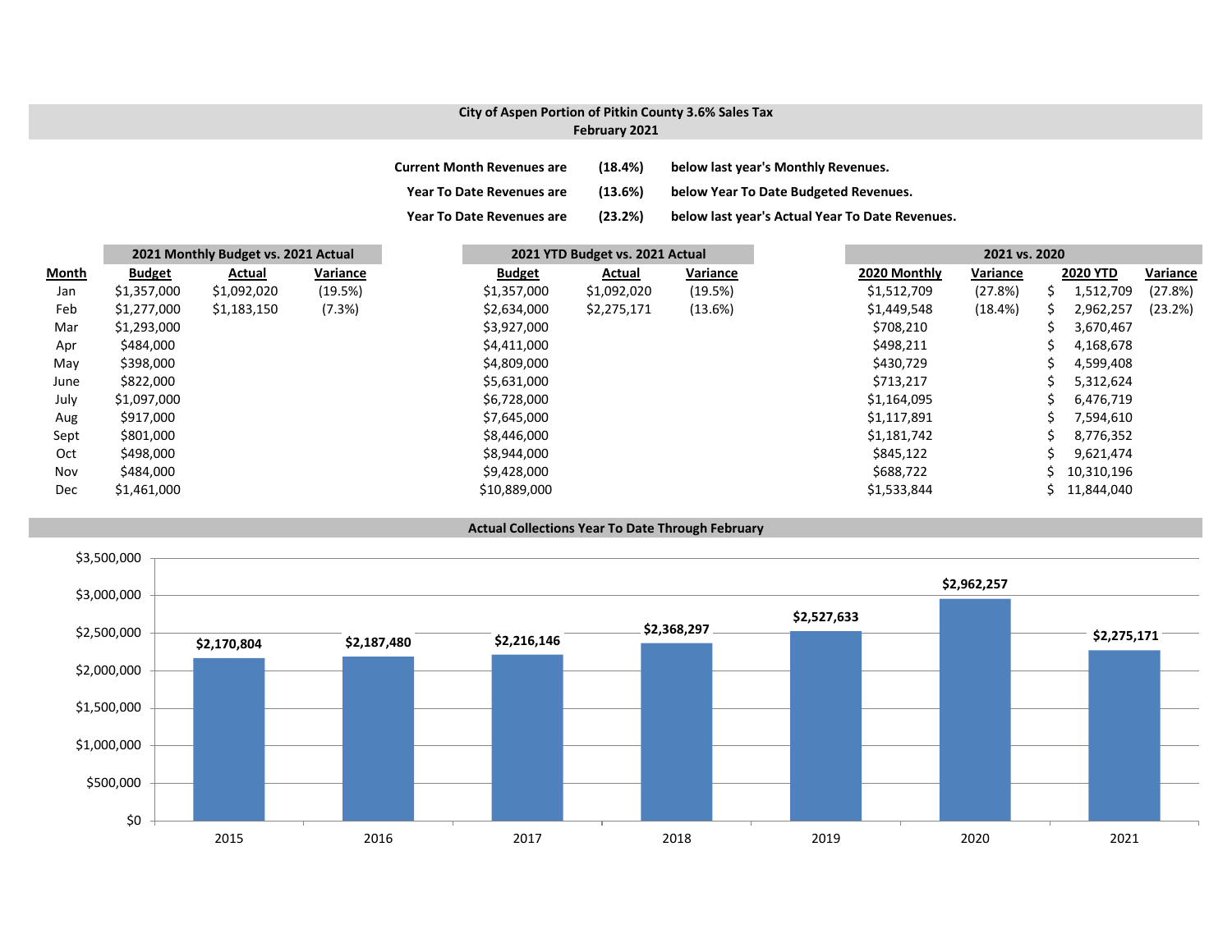## City of Aspen Portion of Pitkin County 3.6% Sales Tax
## February 2021

**Current Month Revenues are (18.4%) below last year's Monthly Revenues.**

**Year To Date Revenues are (13.6%) below Year To Date Budgeted Revenues.**

**Year To Date Revenues are (23.2%) below last year's Actual Year To Date Revenues.**

| | **2021 Monthly Budget vs. 2021 Actual** | | | **2021 YTD Budget vs. 2021 Actual** | | | **2021 vs. 2020** | | | |
|---|---|---|---|---|---|---|---|---|---|---|
| **Month** | **Budget** | **Actual** | **Variance** | **Budget** | **Actual** | **Variance** | **2020 Monthly** | **Variance** | **2020 YTD** | **Variance** |
| Jan | $1,357,000 | $1,092,020 | (19.5%) | $1,357,000 | $1,092,020 | (19.5%) | $1,512,709 | (27.8%) | $ 1,512,709 | (27.8%) |
| Feb | $1,277,000 | $1,183,150 | (7.3%) | $2,634,000 | $2,275,171 | (13.6%) | $1,449,548 | (18.4%) | $ 2,962,257 | (23.2%) |
| Mar | $1,293,000 | | | $3,927,000 | | | $708,210 | | $ 3,670,467 | |
| Apr | $484,000 | | | $4,411,000 | | | $498,211 | | $ 4,168,678 | |
| May | $398,000 | | | $4,809,000 | | | $430,729 | | $ 4,599,408 | |
| June | $822,000 | | | $5,631,000 | | | $713,217 | | $ 5,312,624 | |
| July | $1,097,000 | | | $6,728,000 | | | $1,164,095 | | $ 6,476,719 | |
| Aug | $917,000 | | | $7,645,000 | | | $1,117,891 | | $ 7,594,610 | |
| Sept | $801,000 | | | $8,446,000 | | | $1,181,742 | | $ 8,776,352 | |
| Oct | $498,000 | | | $8,944,000 | | | $845,122 | | $ 9,621,474 | |
| Nov | $484,000 | | | $9,428,000 | | | $688,722 | | $ 10,310,196 | |
| Dec | $1,461,000 | | | $10,889,000 | | | $1,533,844 | | $ 11,844,040 | |

### Actual Collections Year To Date Through February

| Year | Amount |
|---|---|
| 2015 | $2,170,804 |
| 2016 | $2,187,480 |
| 2017 | $2,216,146 |
| 2018 | $2,368,297 |
| 2019 | $2,527,633 |
| 2020 | $2,962,257 |
| 2021 | $2,275,171 |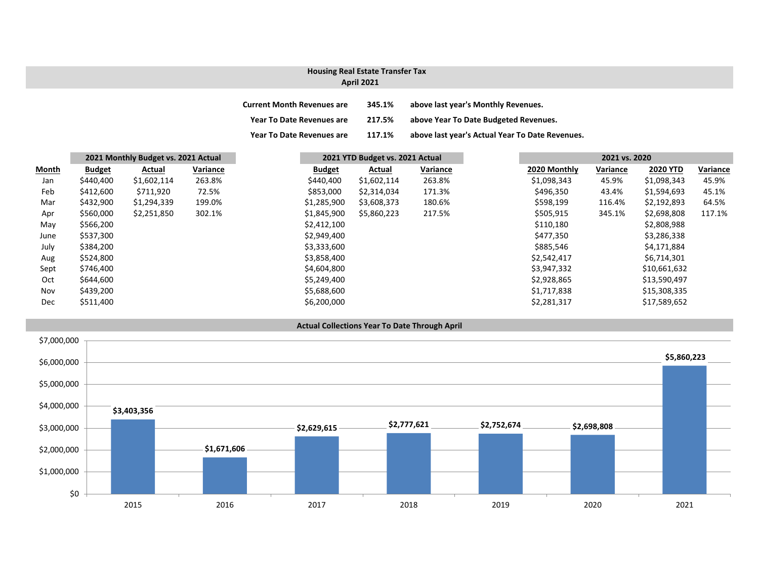# Housing Real Estate Transfer Tax
## April 2021

| | | |
|---|---|---|
| **Current Month Revenues are** | **345.1%** | **above last year's Monthly Revenues.** |
| **Year To Date Revenues are** | **217.5%** | **above Year To Date Budgeted Revenues.** |
| **Year To Date Revenues are** | **117.1%** | **above last year's Actual Year To Date Revenues.** |

| | 2021 Monthly Budget vs. 2021 Actual | | | 2021 YTD Budget vs. 2021 Actual | | | 2021 vs. 2020 | | | |
|---|---|---|---|---|---|---|---|---|---|---|
| **Month** | **Budget** | **Actual** | **Variance** | **Budget** | **Actual** | **Variance** | **2020 Monthly** | **Variance** | **2020 YTD** | **Variance** |
| Jan | $440,400 | $1,602,114 | 263.8% | $440,400 | $1,602,114 | 263.8% | $1,098,343 | 45.9% | $1,098,343 | 45.9% |
| Feb | $412,600 | $711,920 | 72.5% | $853,000 | $2,314,034 | 171.3% | $496,350 | 43.4% | $1,594,693 | 45.1% |
| Mar | $432,900 | $1,294,339 | 199.0% | $1,285,900 | $3,608,373 | 180.6% | $598,199 | 116.4% | $2,192,893 | 64.5% |
| Apr | $560,000 | $2,251,850 | 302.1% | $1,845,900 | $5,860,223 | 217.5% | $505,915 | 345.1% | $2,698,808 | 117.1% |
| May | $566,200 | | | $2,412,100 | | | $110,180 | | $2,808,988 | |
| June | $537,300 | | | $2,949,400 | | | $477,350 | | $3,286,338 | |
| July | $384,200 | | | $3,333,600 | | | $885,546 | | $4,171,884 | |
| Aug | $524,800 | | | $3,858,400 | | | $2,542,417 | | $6,714,301 | |
| Sept | $746,400 | | | $4,604,800 | | | $3,947,332 | | $10,661,632 | |
| Oct | $644,600 | | | $5,249,400 | | | $2,928,865 | | $13,590,497 | |
| Nov | $439,200 | | | $5,688,600 | | | $1,717,838 | | $15,308,335 | |
| Dec | $511,400 | | | $6,200,000 | | | $2,281,317 | | $17,589,652 | |

## Actual Collections Year To Date Through April

| Year | Amount |
|---|---|
| 2015 | $3,403,356 |
| 2016 | $1,671,606 |
| 2017 | $2,629,615 |
| 2018 | $2,777,621 |
| 2019 | $2,752,674 |
| 2020 | $2,698,808 |
| 2021 | $5,860,223 |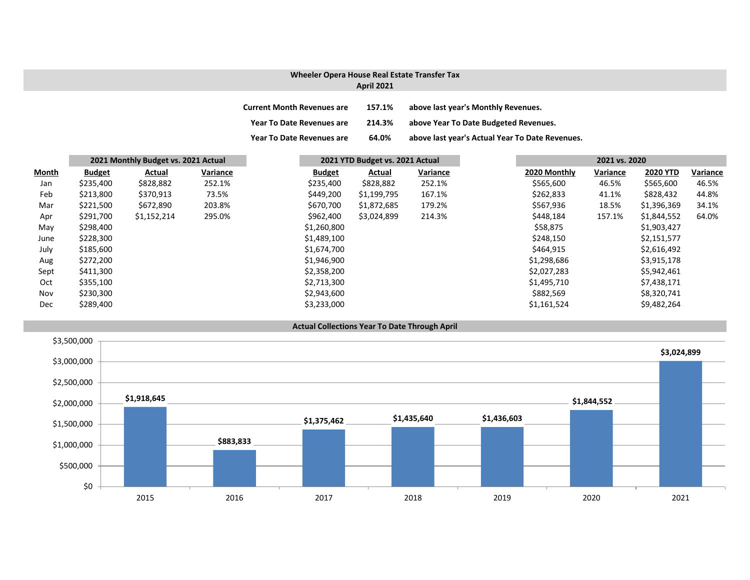## Wheeler Opera House Real Estate Transfer Tax
### April 2021

**Current Month Revenues are 157.1% above last year's Monthly Revenues.**

**Year To Date Revenues are 214.3% above Year To Date Budgeted Revenues.**

**Year To Date Revenues are 64.0% above last year's Actual Year To Date Revenues.**

| | 2021 Monthly Budget vs. 2021 Actual | | | 2021 YTD Budget vs. 2021 Actual | | | 2021 vs. 2020 | | | |
|---|---|---|---|---|---|---|---|---|---|---|
| **Month** | **Budget** | **Actual** | **Variance** | **Budget** | **Actual** | **Variance** | **2020 Monthly** | **Variance** | **2020 YTD** | **Variance** |
| Jan | $235,400 | $828,882 | 252.1% | $235,400 | $828,882 | 252.1% | $565,600 | 46.5% | $565,600 | 46.5% |
| Feb | $213,800 | $370,913 | 73.5% | $449,200 | $1,199,795 | 167.1% | $262,833 | 41.1% | $828,432 | 44.8% |
| Mar | $221,500 | $672,890 | 203.8% | $670,700 | $1,872,685 | 179.2% | $567,936 | 18.5% | $1,396,369 | 34.1% |
| Apr | $291,700 | $1,152,214 | 295.0% | $962,400 | $3,024,899 | 214.3% | $448,184 | 157.1% | $1,844,552 | 64.0% |
| May | $298,400 | | | $1,260,800 | | | $58,875 | | $1,903,427 | |
| June | $228,300 | | | $1,489,100 | | | $248,150 | | $2,151,577 | |
| July | $185,600 | | | $1,674,700 | | | $464,915 | | $2,616,492 | |
| Aug | $272,200 | | | $1,946,900 | | | $1,298,686 | | $3,915,178 | |
| Sept | $411,300 | | | $2,358,200 | | | $2,027,283 | | $5,942,461 | |
| Oct | $355,100 | | | $2,713,300 | | | $1,495,710 | | $7,438,171 | |
| Nov | $230,300 | | | $2,943,600 | | | $882,569 | | $8,320,741 | |
| Dec | $289,400 | | | $3,233,000 | | | $1,161,524 | | $9,482,264 | |

### Actual Collections Year To Date Through April

$3,500,000
$3,000,000
$2,500,000
$2,000,000
$1,500,000
$1,000,000
$500,000
$0

2015: $1,918,645
2016: $883,833
2017: $1,375,462
2018: $1,435,640
2019: $1,436,603
2020: $1,844,552
2021: $3,024,899